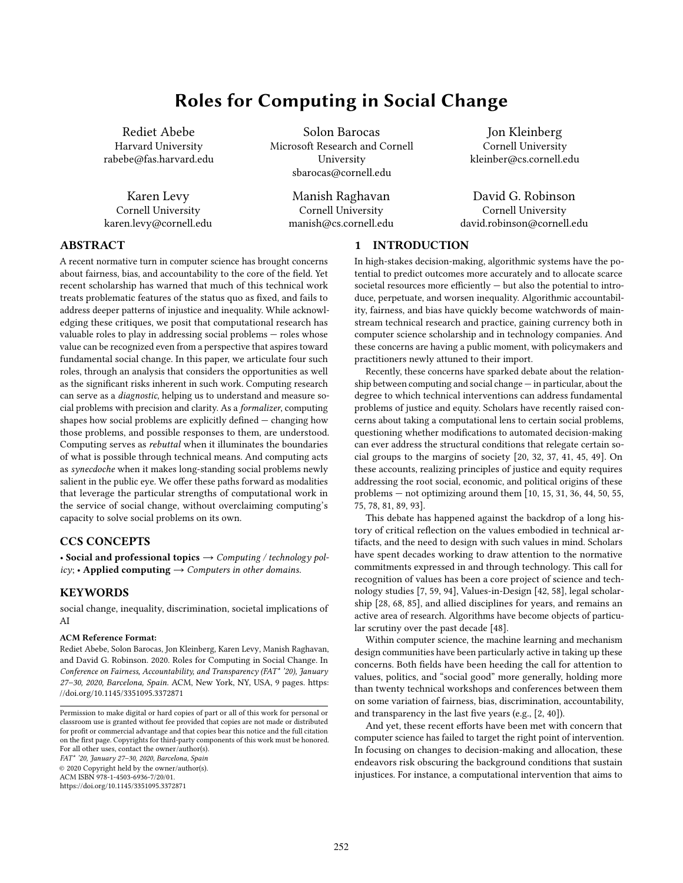# Roles for Computing in Social Change

Rediet Abebe
Harvard University
rabebe@fas.harvard.edu

Solon Barocas
Microsoft Research and Cornell University
sbarocas@cornell.edu

Jon Kleinberg
Cornell University
kleinber@cs.cornell.edu

Karen Levy
Cornell University
karen.levy@cornell.edu

Manish Raghavan
Cornell University
manish@cs.cornell.edu

David G. Robinson
Cornell University
david.robinson@cornell.edu

## ABSTRACT

A recent normative turn in computer science has brought concerns about fairness, bias, and accountability to the core of the field. Yet recent scholarship has warned that much of this technical work treats problematic features of the status quo as fixed, and fails to address deeper patterns of injustice and inequality. While acknowledging these critiques, we posit that computational research has valuable roles to play in addressing social problems — roles whose value can be recognized even from a perspective that aspires toward fundamental social change. In this paper, we articulate four such roles, through an analysis that considers the opportunities as well as the significant risks inherent in such work. Computing research can serve as a *diagnostic*, helping us to understand and measure social problems with precision and clarity. As a *formalizer*, computing shapes how social problems are explicitly defined — changing how those problems, and possible responses to them, are understood. Computing serves as *rebuttal* when it illuminates the boundaries of what is possible through technical means. And computing acts as *synecdoche* when it makes long-standing social problems newly salient in the public eye. We offer these paths forward as modalities that leverage the particular strengths of computational work in the service of social change, without overclaiming computing's capacity to solve social problems on its own.

## CCS CONCEPTS

• **Social and professional topics** → *Computing / technology policy*; • **Applied computing** → *Computers in other domains*.

## KEYWORDS

social change, inequality, discrimination, societal implications of AI

**ACM Reference Format:**
Rediet Abebe, Solon Barocas, Jon Kleinberg, Karen Levy, Manish Raghavan, and David G. Robinson. 2020. Roles for Computing in Social Change. In *Conference on Fairness, Accountability, and Transparency (FAT\* '20), January 27–30, 2020, Barcelona, Spain.* ACM, New York, NY, USA, 9 pages. https://doi.org/10.1145/3351095.3372871

Permission to make digital or hard copies of part or all of this work for personal or classroom use is granted without fee provided that copies are not made or distributed for profit or commercial advantage and that copies bear this notice and the full citation on the first page. Copyrights for third-party components of this work must be honored. For all other uses, contact the owner/author(s).
*FAT\* '20, January 27–30, 2020, Barcelona, Spain*
© 2020 Copyright held by the owner/author(s).
ACM ISBN 978-1-4503-6936-7/20/01.
https://doi.org/10.1145/3351095.3372871

## 1 INTRODUCTION

In high-stakes decision-making, algorithmic systems have the potential to predict outcomes more accurately and to allocate scarce societal resources more efficiently — but also the potential to introduce, perpetuate, and worsen inequality. Algorithmic accountability, fairness, and bias have quickly become watchwords of mainstream technical research and practice, gaining currency both in computer science scholarship and in technology companies. And these concerns are having a public moment, with policymakers and practitioners newly attuned to their import.

Recently, these concerns have sparked debate about the relationship between computing and social change — in particular, about the degree to which technical interventions can address fundamental problems of justice and equity. Scholars have recently raised concerns about taking a computational lens to certain social problems, questioning whether modifications to automated decision-making can ever address the structural conditions that relegate certain social groups to the margins of society [20, 32, 37, 41, 45, 49]. On these accounts, realizing principles of justice and equity requires addressing the root social, economic, and political origins of these problems — not optimizing around them [10, 15, 31, 36, 44, 50, 55, 75, 78, 81, 89, 93].

This debate has happened against the backdrop of a long history of critical reflection on the values embodied in technical artifacts, and the need to design with such values in mind. Scholars have spent decades working to draw attention to the normative commitments expressed in and through technology. This call for recognition of values has been a core project of science and technology studies [7, 59, 94], Values-in-Design [42, 58], legal scholarship [28, 68, 85], and allied disciplines for years, and remains an active area of research. Algorithms have become objects of particular scrutiny over the past decade [48].

Within computer science, the machine learning and mechanism design communities have been particularly active in taking up these concerns. Both fields have been heeding the call for attention to values, politics, and "social good" more generally, holding more than twenty technical workshops and conferences between them on some variation of fairness, bias, discrimination, accountability, and transparency in the last five years (e.g., [2, 40]).

And yet, these recent efforts have been met with concern that computer science has failed to target the right point of intervention. In focusing on changes to decision-making and allocation, these endeavors risk obscuring the background conditions that sustain injustices. For instance, a computational intervention that aims to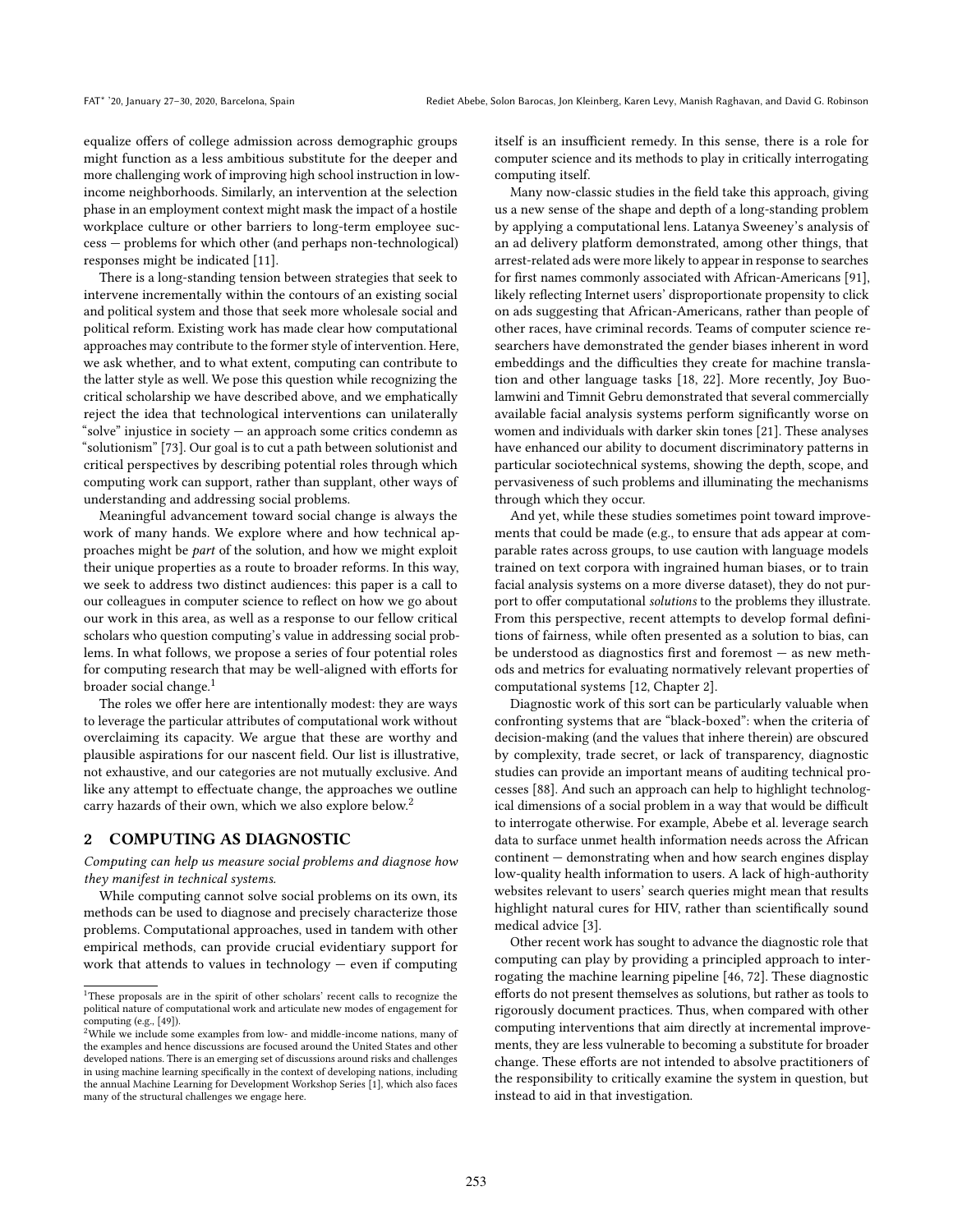equalize offers of college admission across demographic groups might function as a less ambitious substitute for the deeper and more challenging work of improving high school instruction in low-income neighborhoods. Similarly, an intervention at the selection phase in an employment context might mask the impact of a hostile workplace culture or other barriers to long-term employee success — problems for which other (and perhaps non-technological) responses might be indicated [11].

There is a long-standing tension between strategies that seek to intervene incrementally within the contours of an existing social and political system and those that seek more wholesale social and political reform. Existing work has made clear how computational approaches may contribute to the former style of intervention. Here, we ask whether, and to what extent, computing can contribute to the latter style as well. We pose this question while recognizing the critical scholarship we have described above, and we emphatically reject the idea that technological interventions can unilaterally "solve" injustice in society — an approach some critics condemn as "solutionism" [73]. Our goal is to cut a path between solutionist and critical perspectives by describing potential roles through which computing work can support, rather than supplant, other ways of understanding and addressing social problems.

Meaningful advancement toward social change is always the work of many hands. We explore where and how technical approaches might be *part* of the solution, and how we might exploit their unique properties as a route to broader reforms. In this way, we seek to address two distinct audiences: this paper is a call to our colleagues in computer science to reflect on how we go about our work in this area, as well as a response to our fellow critical scholars who question computing's value in addressing social problems. In what follows, we propose a series of four potential roles for computing research that may be well-aligned with efforts for broader social change.[1]

The roles we offer here are intentionally modest: they are ways to leverage the particular attributes of computational work without overclaiming its capacity. We argue that these are worthy and plausible aspirations for our nascent field. Our list is illustrative, not exhaustive, and our categories are not mutually exclusive. And like any attempt to effectuate change, the approaches we outline carry hazards of their own, which we also explore below.[2]

## 2 COMPUTING AS DIAGNOSTIC

*Computing can help us measure social problems and diagnose how they manifest in technical systems.*

While computing cannot solve social problems on its own, its methods can be used to diagnose and precisely characterize those problems. Computational approaches, used in tandem with other empirical methods, can provide crucial evidentiary support for work that attends to values in technology — even if computing itself is an insufficient remedy. In this sense, there is a role for computer science and its methods to play in critically interrogating computing itself.

Many now-classic studies in the field take this approach, giving us a new sense of the shape and depth of a long-standing problem by applying a computational lens. Latanya Sweeney's analysis of an ad delivery platform demonstrated, among other things, that arrest-related ads were more likely to appear in response to searches for first names commonly associated with African-Americans [91], likely reflecting Internet users' disproportionate propensity to click on ads suggesting that African-Americans, rather than people of other races, have criminal records. Teams of computer science researchers have demonstrated the gender biases inherent in word embeddings and the difficulties they create for machine translation and other language tasks [18, 22]. More recently, Joy Buolamwini and Timnit Gebru demonstrated that several commercially available facial analysis systems perform significantly worse on women and individuals with darker skin tones [21]. These analyses have enhanced our ability to document discriminatory patterns in particular sociotechnical systems, showing the depth, scope, and pervasiveness of such problems and illuminating the mechanisms through which they occur.

And yet, while these studies sometimes point toward improvements that could be made (e.g., to ensure that ads appear at comparable rates across groups, to use caution with language models trained on text corpora with ingrained human biases, or to train facial analysis systems on a more diverse dataset), they do not purport to offer computational *solutions* to the problems they illustrate. From this perspective, recent attempts to develop formal definitions of fairness, while often presented as a solution to bias, can be understood as diagnostics first and foremost — as new methods and metrics for evaluating normatively relevant properties of computational systems [12, Chapter 2].

Diagnostic work of this sort can be particularly valuable when confronting systems that are "black-boxed": when the criteria of decision-making (and the values that inhere therein) are obscured by complexity, trade secret, or lack of transparency, diagnostic studies can provide an important means of auditing technical processes [88]. And such an approach can help to highlight technological dimensions of a social problem in a way that would be difficult to interrogate otherwise. For example, Abebe et al. leverage search data to surface unmet health information needs across the African continent — demonstrating when and how search engines display low-quality health information to users. A lack of high-authority websites relevant to users' search queries might mean that results highlight natural cures for HIV, rather than scientifically sound medical advice [3].

Other recent work has sought to advance the diagnostic role that computing can play by providing a principled approach to interrogating the machine learning pipeline [46, 72]. These diagnostic efforts do not present themselves as solutions, but rather as tools to rigorously document practices. Thus, when compared with other computing interventions that aim directly at incremental improvements, they are less vulnerable to becoming a substitute for broader change. These efforts are not intended to absolve practitioners of the responsibility to critically examine the system in question, but instead to aid in that investigation.

[1] These proposals are in the spirit of other scholars' recent calls to recognize the political nature of computational work and articulate new modes of engagement for computing (e.g., [49]).

[2] While we include some examples from low- and middle-income nations, many of the examples and hence discussions are focused around the United States and other developed nations. There is an emerging set of discussions around risks and challenges in using machine learning specifically in the context of developing nations, including the annual Machine Learning for Development Workshop Series [1], which also faces many of the structural challenges we engage here.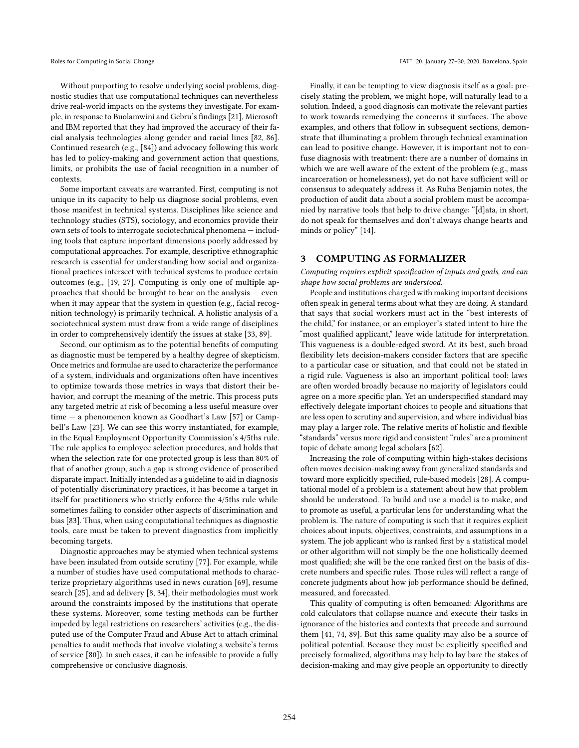Without purporting to resolve underlying social problems, diagnostic studies that use computational techniques can nevertheless drive real-world impacts on the systems they investigate. For example, in response to Buolamwini and Gebru's findings [21], Microsoft and IBM reported that they had improved the accuracy of their facial analysis technologies along gender and racial lines [82, 86]. Continued research (e.g., [84]) and advocacy following this work has led to policy-making and government action that questions, limits, or prohibits the use of facial recognition in a number of contexts.

Some important caveats are warranted. First, computing is not unique in its capacity to help us diagnose social problems, even those manifest in technical systems. Disciplines like science and technology studies (STS), sociology, and economics provide their own sets of tools to interrogate sociotechnical phenomena — including tools that capture important dimensions poorly addressed by computational approaches. For example, descriptive ethnographic research is essential for understanding how social and organizational practices intersect with technical systems to produce certain outcomes (e.g., [19, 27]. Computing is only one of multiple approaches that should be brought to bear on the analysis — even when it may appear that the system in question (e.g., facial recognition technology) is primarily technical. A holistic analysis of a sociotechnical system must draw from a wide range of disciplines in order to comprehensively identify the issues at stake [33, 89].

Second, our optimism as to the potential benefits of computing as diagnostic must be tempered by a healthy degree of skepticism. Once metrics and formulae are used to characterize the performance of a system, individuals and organizations often have incentives to optimize towards those metrics in ways that distort their behavior, and corrupt the meaning of the metric. This process puts any targeted metric at risk of becoming a less useful measure over time — a phenomenon known as Goodhart's Law [57] or Campbell's Law [23]. We can see this worry instantiated, for example, in the Equal Employment Opportunity Commission's 4/5ths rule. The rule applies to employee selection procedures, and holds that when the selection rate for one protected group is less than 80% of that of another group, such a gap is strong evidence of proscribed disparate impact. Initially intended as a guideline to aid in diagnosis of potentially discriminatory practices, it has become a target in itself for practitioners who strictly enforce the 4/5ths rule while sometimes failing to consider other aspects of discrimination and bias [83]. Thus, when using computational techniques as diagnostic tools, care must be taken to prevent diagnostics from implicitly becoming targets.

Diagnostic approaches may be stymied when technical systems have been insulated from outside scrutiny [77]. For example, while a number of studies have used computational methods to characterize proprietary algorithms used in news curation [69], resume search [25], and ad delivery [8, 34], their methodologies must work around the constraints imposed by the institutions that operate these systems. Moreover, some testing methods can be further impeded by legal restrictions on researchers' activities (e.g., the disputed use of the Computer Fraud and Abuse Act to attach criminal penalties to audit methods that involve violating a website's terms of service [80]). In such cases, it can be infeasible to provide a fully comprehensive or conclusive diagnosis.

Finally, it can be tempting to view diagnosis itself as a goal: precisely stating the problem, we might hope, will naturally lead to a solution. Indeed, a good diagnosis can motivate the relevant parties to work towards remedying the concerns it surfaces. The above examples, and others that follow in subsequent sections, demonstrate that illuminating a problem through technical examination can lead to positive change. However, it is important not to confuse diagnosis with treatment: there are a number of domains in which we are well aware of the extent of the problem (e.g., mass incarceration or homelessness), yet do not have sufficient will or consensus to adequately address it. As Ruha Benjamin notes, the production of audit data about a social problem must be accompanied by narrative tools that help to drive change: "[d]ata, in short, do not speak for themselves and don't always change hearts and minds or policy" [14].

## 3 COMPUTING AS FORMALIZER

*Computing requires explicit specification of inputs and goals, and can shape how social problems are understood.*

People and institutions charged with making important decisions often speak in general terms about what they are doing. A standard that says that social workers must act in the "best interests of the child," for instance, or an employer's stated intent to hire the "most qualified applicant," leave wide latitude for interpretation. This vagueness is a double-edged sword. At its best, such broad flexibility lets decision-makers consider factors that are specific to a particular case or situation, and that could not be stated in a rigid rule. Vagueness is also an important political tool: laws are often worded broadly because no majority of legislators could agree on a more specific plan. Yet an underspecified standard may effectively delegate important choices to people and situations that are less open to scrutiny and supervision, and where individual bias may play a larger role. The relative merits of holistic and flexible "standards" versus more rigid and consistent "rules" are a prominent topic of debate among legal scholars [62].

Increasing the role of computing within high-stakes decisions often moves decision-making away from generalized standards and toward more explicitly specified, rule-based models [28]. A computational model of a problem is a statement about how that problem should be understood. To build and use a model is to make, and to promote as useful, a particular lens for understanding what the problem is. The nature of computing is such that it requires explicit choices about inputs, objectives, constraints, and assumptions in a system. The job applicant who is ranked first by a statistical model or other algorithm will not simply be the one holistically deemed most qualified; she will be the one ranked first on the basis of discrete numbers and specific rules. Those rules will reflect a range of concrete judgments about how job performance should be defined, measured, and forecasted.

This quality of computing is often bemoaned: Algorithms are cold calculators that collapse nuance and execute their tasks in ignorance of the histories and contexts that precede and surround them [41, 74, 89]. But this same quality may also be a source of political potential. Because they must be explicitly specified and precisely formalized, algorithms may help to lay bare the stakes of decision-making and may give people an opportunity to directly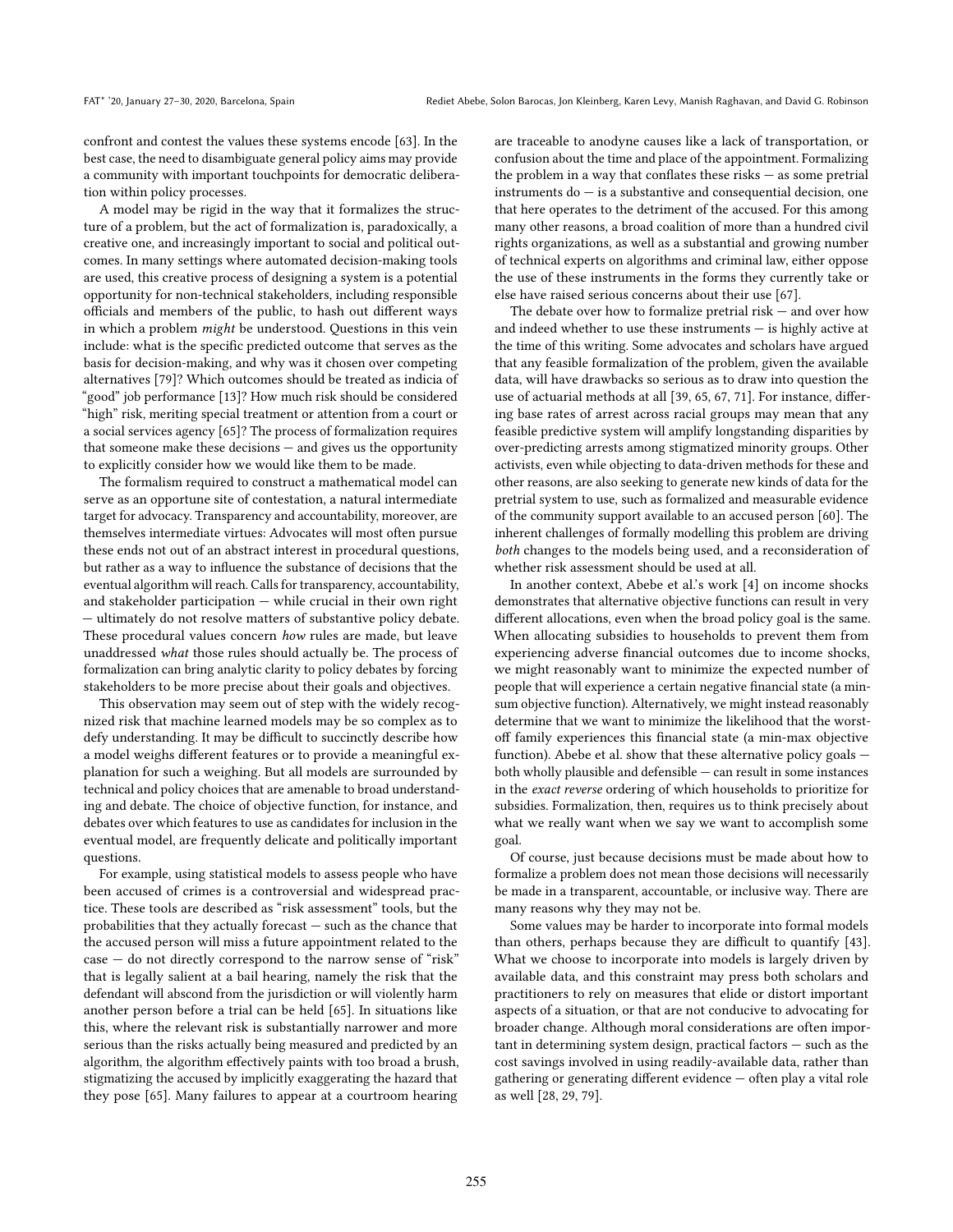confront and contest the values these systems encode [63]. In the best case, the need to disambiguate general policy aims may provide a community with important touchpoints for democratic deliberation within policy processes.

A model may be rigid in the way that it formalizes the structure of a problem, but the act of formalization is, paradoxically, a creative one, and increasingly important to social and political outcomes. In many settings where automated decision-making tools are used, this creative process of designing a system is a potential opportunity for non-technical stakeholders, including responsible officials and members of the public, to hash out different ways in which a problem *might* be understood. Questions in this vein include: what is the specific predicted outcome that serves as the basis for decision-making, and why was it chosen over competing alternatives [79]? Which outcomes should be treated as indicia of "good" job performance [13]? How much risk should be considered "high" risk, meriting special treatment or attention from a court or a social services agency [65]? The process of formalization requires that someone make these decisions — and gives us the opportunity to explicitly consider how we would like them to be made.

The formalism required to construct a mathematical model can serve as an opportune site of contestation, a natural intermediate target for advocacy. Transparency and accountability, moreover, are themselves intermediate virtues: Advocates will most often pursue these ends not out of an abstract interest in procedural questions, but rather as a way to influence the substance of decisions that the eventual algorithm will reach. Calls for transparency, accountability, and stakeholder participation — while crucial in their own right — ultimately do not resolve matters of substantive policy debate. These procedural values concern *how* rules are made, but leave unaddressed *what* those rules should actually be. The process of formalization can bring analytic clarity to policy debates by forcing stakeholders to be more precise about their goals and objectives.

This observation may seem out of step with the widely recognized risk that machine learned models may be so complex as to defy understanding. It may be difficult to succinctly describe how a model weighs different features or to provide a meaningful explanation for such a weighing. But all models are surrounded by technical and policy choices that are amenable to broad understanding and debate. The choice of objective function, for instance, and debates over which features to use as candidates for inclusion in the eventual model, are frequently delicate and politically important questions.

For example, using statistical models to assess people who have been accused of crimes is a controversial and widespread practice. These tools are described as "risk assessment" tools, but the probabilities that they actually forecast — such as the chance that the accused person will miss a future appointment related to the case — do not directly correspond to the narrow sense of "risk" that is legally salient at a bail hearing, namely the risk that the defendant will abscond from the jurisdiction or will violently harm another person before a trial can be held [65]. In situations like this, where the relevant risk is substantially narrower and more serious than the risks actually being measured and predicted by an algorithm, the algorithm effectively paints with too broad a brush, stigmatizing the accused by implicitly exaggerating the hazard that they pose [65]. Many failures to appear at a courtroom hearing are traceable to anodyne causes like a lack of transportation, or confusion about the time and place of the appointment. Formalizing the problem in a way that conflates these risks — as some pretrial instruments do — is a substantive and consequential decision, one that here operates to the detriment of the accused. For this among many other reasons, a broad coalition of more than a hundred civil rights organizations, as well as a substantial and growing number of technical experts on algorithms and criminal law, either oppose the use of these instruments in the forms they currently take or else have raised serious concerns about their use [67].

The debate over how to formalize pretrial risk — and over how and indeed whether to use these instruments — is highly active at the time of this writing. Some advocates and scholars have argued that any feasible formalization of the problem, given the available data, will have drawbacks so serious as to draw into question the use of actuarial methods at all [39, 65, 67, 71]. For instance, differing base rates of arrest across racial groups may mean that any feasible predictive system will amplify longstanding disparities by over-predicting arrests among stigmatized minority groups. Other activists, even while objecting to data-driven methods for these and other reasons, are also seeking to generate new kinds of data for the pretrial system to use, such as formalized and measurable evidence of the community support available to an accused person [60]. The inherent challenges of formally modelling this problem are driving *both* changes to the models being used, and a reconsideration of whether risk assessment should be used at all.

In another context, Abebe et al.'s work [4] on income shocks demonstrates that alternative objective functions can result in very different allocations, even when the broad policy goal is the same. When allocating subsidies to households to prevent them from experiencing adverse financial outcomes due to income shocks, we might reasonably want to minimize the expected number of people that will experience a certain negative financial state (a min-sum objective function). Alternatively, we might instead reasonably determine that we want to minimize the likelihood that the worst-off family experiences this financial state (a min-max objective function). Abebe et al. show that these alternative policy goals — both wholly plausible and defensible — can result in some instances in the *exact reverse* ordering of which households to prioritize for subsidies. Formalization, then, requires us to think precisely about what we really want when we say we want to accomplish some goal.

Of course, just because decisions must be made about how to formalize a problem does not mean those decisions will necessarily be made in a transparent, accountable, or inclusive way. There are many reasons why they may not be.

Some values may be harder to incorporate into formal models than others, perhaps because they are difficult to quantify [43]. What we choose to incorporate into models is largely driven by available data, and this constraint may press both scholars and practitioners to rely on measures that elide or distort important aspects of a situation, or that are not conducive to advocating for broader change. Although moral considerations are often important in determining system design, practical factors — such as the cost savings involved in using readily-available data, rather than gathering or generating different evidence — often play a vital role as well [28, 29, 79].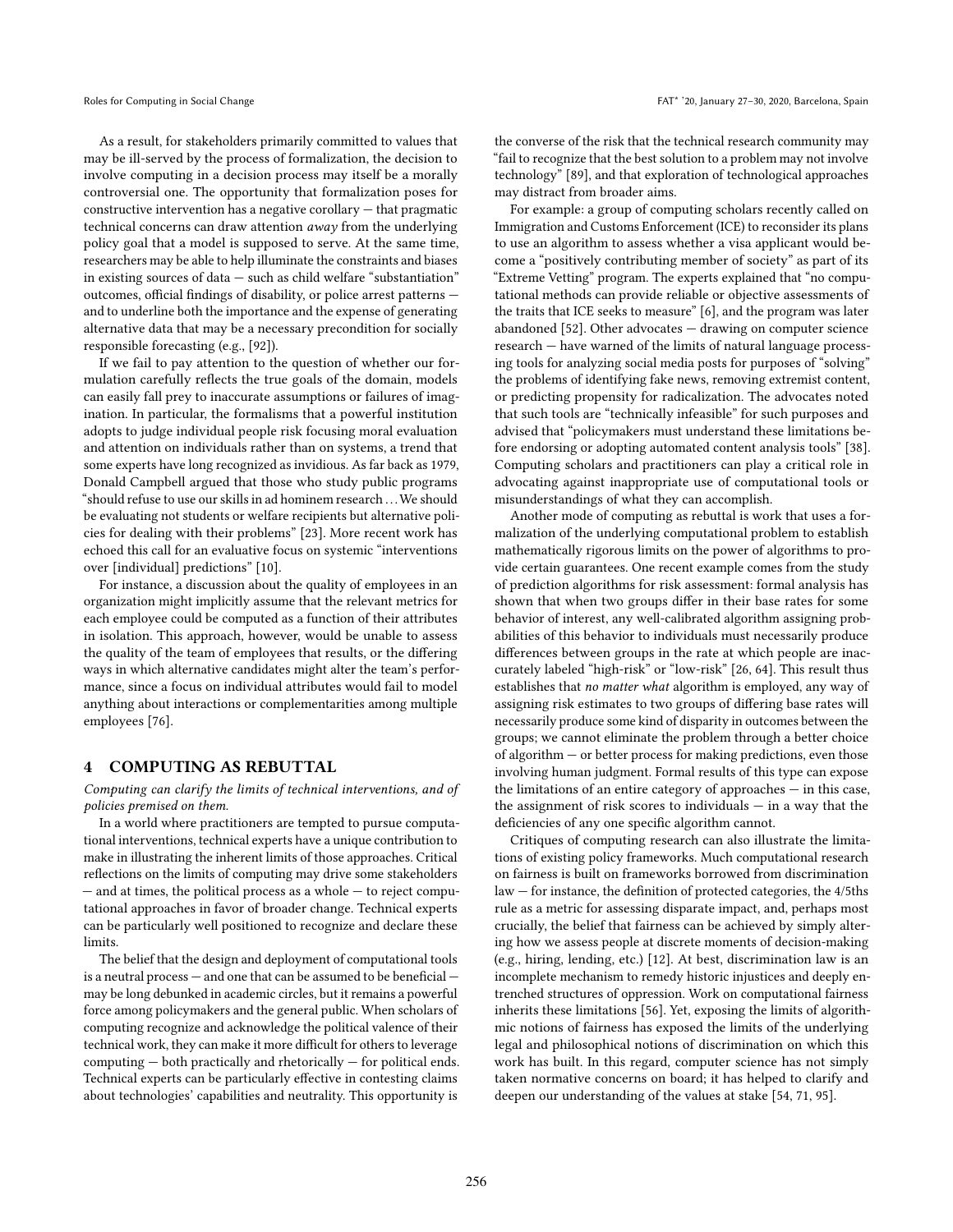As a result, for stakeholders primarily committed to values that may be ill-served by the process of formalization, the decision to involve computing in a decision process may itself be a morally controversial one. The opportunity that formalization poses for constructive intervention has a negative corollary — that pragmatic technical concerns can draw attention *away* from the underlying policy goal that a model is supposed to serve. At the same time, researchers may be able to help illuminate the constraints and biases in existing sources of data — such as child welfare "substantiation" outcomes, official findings of disability, or police arrest patterns — and to underline both the importance and the expense of generating alternative data that may be a necessary precondition for socially responsible forecasting (e.g., [92]).

If we fail to pay attention to the question of whether our formulation carefully reflects the true goals of the domain, models can easily fall prey to inaccurate assumptions or failures of imagination. In particular, the formalisms that a powerful institution adopts to judge individual people risk focusing moral evaluation and attention on individuals rather than on systems, a trend that some experts have long recognized as invidious. As far back as 1979, Donald Campbell argued that those who study public programs "should refuse to use our skills in ad hominem research . . . We should be evaluating not students or welfare recipients but alternative policies for dealing with their problems" [23]. More recent work has echoed this call for an evaluative focus on systemic "interventions over [individual] predictions" [10].

For instance, a discussion about the quality of employees in an organization might implicitly assume that the relevant metrics for each employee could be computed as a function of their attributes in isolation. This approach, however, would be unable to assess the quality of the team of employees that results, or the differing ways in which alternative candidates might alter the team's performance, since a focus on individual attributes would fail to model anything about interactions or complementarities among multiple employees [76].

## 4 COMPUTING AS REBUTTAL

*Computing can clarify the limits of technical interventions, and of policies premised on them.*

In a world where practitioners are tempted to pursue computational interventions, technical experts have a unique contribution to make in illustrating the inherent limits of those approaches. Critical reflections on the limits of computing may drive some stakeholders — and at times, the political process as a whole — to reject computational approaches in favor of broader change. Technical experts can be particularly well positioned to recognize and declare these limits.

The belief that the design and deployment of computational tools is a neutral process — and one that can be assumed to be beneficial — may be long debunked in academic circles, but it remains a powerful force among policymakers and the general public. When scholars of computing recognize and acknowledge the political valence of their technical work, they can make it more difficult for others to leverage computing — both practically and rhetorically — for political ends. Technical experts can be particularly effective in contesting claims about technologies' capabilities and neutrality. This opportunity is the converse of the risk that the technical research community may "fail to recognize that the best solution to a problem may not involve technology" [89], and that exploration of technological approaches may distract from broader aims.

For example: a group of computing scholars recently called on Immigration and Customs Enforcement (ICE) to reconsider its plans to use an algorithm to assess whether a visa applicant would become a "positively contributing member of society" as part of its "Extreme Vetting" program. The experts explained that "no computational methods can provide reliable or objective assessments of the traits that ICE seeks to measure" [6], and the program was later abandoned [52]. Other advocates — drawing on computer science research — have warned of the limits of natural language processing tools for analyzing social media posts for purposes of "solving" the problems of identifying fake news, removing extremist content, or predicting propensity for radicalization. The advocates noted that such tools are "technically infeasible" for such purposes and advised that "policymakers must understand these limitations before endorsing or adopting automated content analysis tools" [38]. Computing scholars and practitioners can play a critical role in advocating against inappropriate use of computational tools or misunderstandings of what they can accomplish.

Another mode of computing as rebuttal is work that uses a formalization of the underlying computational problem to establish mathematically rigorous limits on the power of algorithms to provide certain guarantees. One recent example comes from the study of prediction algorithms for risk assessment: formal analysis has shown that when two groups differ in their base rates for some behavior of interest, any well-calibrated algorithm assigning probabilities of this behavior to individuals must necessarily produce differences between groups in the rate at which people are inaccurately labeled "high-risk" or "low-risk" [26, 64]. This result thus establishes that *no matter what* algorithm is employed, any way of assigning risk estimates to two groups of differing base rates will necessarily produce some kind of disparity in outcomes between the groups; we cannot eliminate the problem through a better choice of algorithm — or better process for making predictions, even those involving human judgment. Formal results of this type can expose the limitations of an entire category of approaches — in this case, the assignment of risk scores to individuals — in a way that the deficiencies of any one specific algorithm cannot.

Critiques of computing research can also illustrate the limitations of existing policy frameworks. Much computational research on fairness is built on frameworks borrowed from discrimination law — for instance, the definition of protected categories, the 4/5ths rule as a metric for assessing disparate impact, and, perhaps most crucially, the belief that fairness can be achieved by simply altering how we assess people at discrete moments of decision-making (e.g., hiring, lending, etc.) [12]. At best, discrimination law is an incomplete mechanism to remedy historic injustices and deeply entrenched structures of oppression. Work on computational fairness inherits these limitations [56]. Yet, exposing the limits of algorithmic notions of fairness has exposed the limits of the underlying legal and philosophical notions of discrimination on which this work has built. In this regard, computer science has not simply taken normative concerns on board; it has helped to clarify and deepen our understanding of the values at stake [54, 71, 95].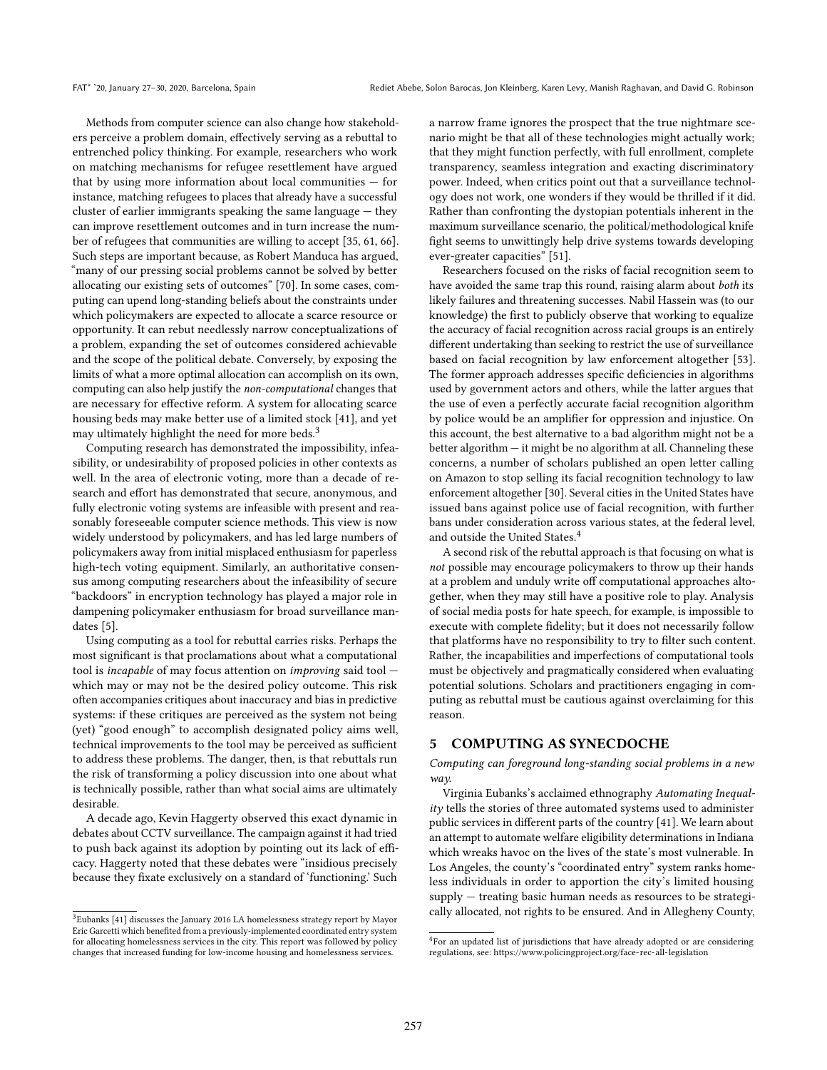Methods from computer science can also change how stakeholders perceive a problem domain, effectively serving as a rebuttal to entrenched policy thinking. For example, researchers who work on matching mechanisms for refugee resettlement have argued that by using more information about local communities — for instance, matching refugees to places that already have a successful cluster of earlier immigrants speaking the same language — they can improve resettlement outcomes and in turn increase the number of refugees that communities are willing to accept [35, 61, 66]. Such steps are important because, as Robert Manduca has argued, "many of our pressing social problems cannot be solved by better allocating our existing sets of outcomes" [70]. In some cases, computing can upend long-standing beliefs about the constraints under which policymakers are expected to allocate a scarce resource or opportunity. It can rebut needlessly narrow conceptualizations of a problem, expanding the set of outcomes considered achievable and the scope of the political debate. Conversely, by exposing the limits of what a more optimal allocation can accomplish on its own, computing can also help justify the *non-computational* changes that are necessary for effective reform. A system for allocating scarce housing beds may make better use of a limited stock [41], and yet may ultimately highlight the need for more beds.[3]

Computing research has demonstrated the impossibility, infeasibility, or undesirability of proposed policies in other contexts as well. In the area of electronic voting, more than a decade of research and effort has demonstrated that secure, anonymous, and fully electronic voting systems are infeasible with present and reasonably foreseeable computer science methods. This view is now widely understood by policymakers, and has led large numbers of policymakers away from initial misplaced enthusiasm for paperless high-tech voting equipment. Similarly, an authoritative consensus among computing researchers about the infeasibility of secure "backdoors" in encryption technology has played a major role in dampening policymaker enthusiasm for broad surveillance mandates [5].

Using computing as a tool for rebuttal carries risks. Perhaps the most significant is that proclamations about what a computational tool is *incapable* of may focus attention on *improving* said tool — which may or may not be the desired policy outcome. This risk often accompanies critiques about inaccuracy and bias in predictive systems: if these critiques are perceived as the system not being (yet) "good enough" to accomplish designated policy aims well, technical improvements to the tool may be perceived as sufficient to address these problems. The danger, then, is that rebuttals run the risk of transforming a policy discussion into one about what is technically possible, rather than what social aims are ultimately desirable.

A decade ago, Kevin Haggerty observed this exact dynamic in debates about CCTV surveillance. The campaign against it had tried to push back against its adoption by pointing out its lack of efficacy. Haggerty noted that these debates were "insidious precisely because they fixate exclusively on a standard of 'functioning.' Such a narrow frame ignores the prospect that the true nightmare scenario might be that all of these technologies might actually work; that they might function perfectly, with full enrollment, complete transparency, seamless integration and exacting discriminatory power. Indeed, when critics point out that a surveillance technology does not work, one wonders if they would be thrilled if it did. Rather than confronting the dystopian potentials inherent in the maximum surveillance scenario, the political/methodological knife fight seems to unwittingly help drive systems towards developing ever-greater capacities" [51].

Researchers focused on the risks of facial recognition seem to have avoided the same trap this round, raising alarm about *both* its likely failures and threatening successes. Nabil Hassein was (to our knowledge) the first to publicly observe that working to equalize the accuracy of facial recognition across racial groups is an entirely different undertaking than seeking to restrict the use of surveillance based on facial recognition by law enforcement altogether [53]. The former approach addresses specific deficiencies in algorithms used by government actors and others, while the latter argues that the use of even a perfectly accurate facial recognition algorithm by police would be an amplifier for oppression and injustice. On this account, the best alternative to a bad algorithm might not be a better algorithm — it might be no algorithm at all. Channeling these concerns, a number of scholars published an open letter calling on Amazon to stop selling its facial recognition technology to law enforcement altogether [30]. Several cities in the United States have issued bans against police use of facial recognition, with further bans under consideration across various states, at the federal level, and outside the United States.[4]

A second risk of the rebuttal approach is that focusing on what is *not* possible may encourage policymakers to throw up their hands at a problem and unduly write off computational approaches altogether, when they may still have a positive role to play. Analysis of social media posts for hate speech, for example, is impossible to execute with complete fidelity; but it does not necessarily follow that platforms have no responsibility to try to filter such content. Rather, the incapabilities and imperfections of computational tools must be objectively and pragmatically considered when evaluating potential solutions. Scholars and practitioners engaging in computing as rebuttal must be cautious against overclaiming for this reason.

## 5 COMPUTING AS SYNECDOCHE

*Computing can foreground long-standing social problems in a new way.*

Virginia Eubanks's acclaimed ethnography *Automating Inequality* tells the stories of three automated systems used to administer public services in different parts of the country [41]. We learn about an attempt to automate welfare eligibility determinations in Indiana which wreaks havoc on the lives of the state's most vulnerable. In Los Angeles, the county's "coordinated entry" system ranks homeless individuals in order to apportion the city's limited housing supply — treating basic human needs as resources to be strategically allocated, not rights to be ensured. And in Allegheny County,

[3] Eubanks [41] discusses the January 2016 LA homelessness strategy report by Mayor Eric Garcetti which benefited from a previously-implemented coordinated entry system for allocating homelessness services in the city. This report was followed by policy changes that increased funding for low-income housing and homelessness services.

[4] For an updated list of jurisdictions that have already adopted or are considering regulations, see: https://www.policingproject.org/face-rec-all-legislation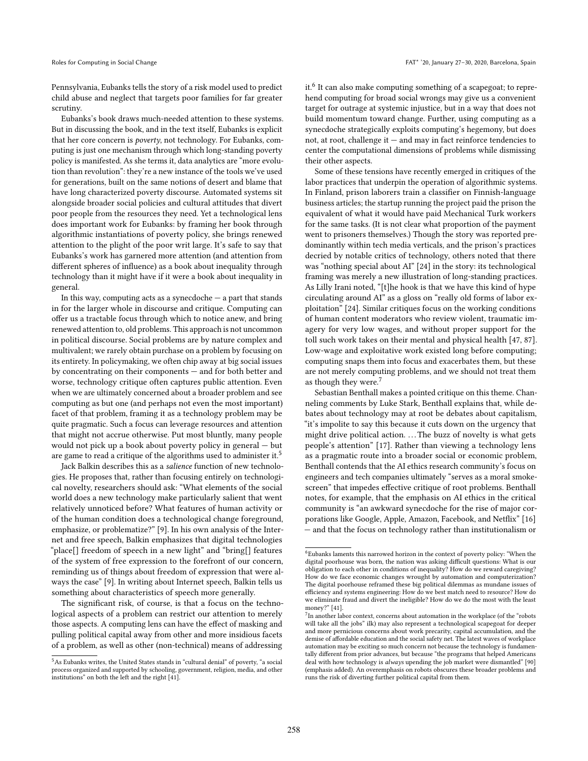Pennsylvania, Eubanks tells the story of a risk model used to predict child abuse and neglect that targets poor families for far greater scrutiny.

Eubanks's book draws much-needed attention to these systems. But in discussing the book, and in the text itself, Eubanks is explicit that her core concern is *poverty*, not technology. For Eubanks, computing is just one mechanism through which long-standing poverty policy is manifested. As she terms it, data analytics are "more evolution than revolution": they're a new instance of the tools we've used for generations, built on the same notions of desert and blame that have long characterized poverty discourse. Automated systems sit alongside broader social policies and cultural attitudes that divert poor people from the resources they need. Yet a technological lens does important work for Eubanks: by framing her book through algorithmic instantiations of poverty policy, she brings renewed attention to the plight of the poor writ large. It's safe to say that Eubanks's work has garnered more attention (and attention from different spheres of influence) as a book about inequality through technology than it might have if it were a book about inequality in general.

In this way, computing acts as a synecdoche — a part that stands in for the larger whole in discourse and critique. Computing can offer us a tractable focus through which to notice anew, and bring renewed attention to, old problems. This approach is not uncommon in political discourse. Social problems are by nature complex and multivalent; we rarely obtain purchase on a problem by focusing on its entirety. In policymaking, we often chip away at big social issues by concentrating on their components — and for both better and worse, technology critique often captures public attention. Even when we are ultimately concerned about a broader problem and see computing as but one (and perhaps not even the most important) facet of that problem, framing it as a technology problem may be quite pragmatic. Such a focus can leverage resources and attention that might not accrue otherwise. Put most bluntly, many people would not pick up a book about poverty policy in general — but are game to read a critique of the algorithms used to administer it.[5]

Jack Balkin describes this as a *salience* function of new technologies. He proposes that, rather than focusing entirely on technological novelty, researchers should ask: "What elements of the social world does a new technology make particularly salient that went relatively unnoticed before? What features of human activity or of the human condition does a technological change foreground, emphasize, or problematize?" [9]. In his own analysis of the Internet and free speech, Balkin emphasizes that digital technologies "place[] freedom of speech in a new light" and "bring[] features of the system of free expression to the forefront of our concern, reminding us of things about freedom of expression that were always the case" [9]. In writing about Internet speech, Balkin tells us something about characteristics of speech more generally.

The significant risk, of course, is that a focus on the technological aspects of a problem can restrict our attention to merely those aspects. A computing lens can have the effect of masking and pulling political capital away from other and more insidious facets of a problem, as well as other (non-technical) means of addressing it.[6] It can also make computing something of a scapegoat; to reprehend computing for broad social wrongs may give us a convenient target for outrage at systemic injustice, but in a way that does not build momentum toward change. Further, using computing as a synecdoche strategically exploits computing's hegemony, but does not, at root, challenge it — and may in fact reinforce tendencies to center the computational dimensions of problems while dismissing their other aspects.

Some of these tensions have recently emerged in critiques of the labor practices that underpin the operation of algorithmic systems. In Finland, prison laborers train a classifier on Finnish-language business articles; the startup running the project paid the prison the equivalent of what it would have paid Mechanical Turk workers for the same tasks. (It is not clear what proportion of the payment went to prisoners themselves.) Though the story was reported predominantly within tech media verticals, and the prison's practices decried by notable critics of technology, others noted that there was "nothing special about AI" [24] in the story: its technological framing was merely a new illustration of long-standing practices. As Lilly Irani noted, "[t]he hook is that we have this kind of hype circulating around AI" as a gloss on "really old forms of labor exploitation" [24]. Similar critiques focus on the working conditions of human content moderators who review violent, traumatic imagery for very low wages, and without proper support for the toll such work takes on their mental and physical health [47, 87]. Low-wage and exploitative work existed long before computing; computing snaps them into focus and exacerbates them, but these are not merely computing problems, and we should not treat them as though they were.[7]

Sebastian Benthall makes a pointed critique on this theme. Channeling comments by Luke Stark, Benthall explains that, while debates about technology may at root be debates about capitalism, "it's impolite to say this because it cuts down on the urgency that might drive political action. . . . The buzz of novelty is what gets people's attention" [17]. Rather than viewing a technology lens as a pragmatic route into a broader social or economic problem, Benthall contends that the AI ethics research community's focus on engineers and tech companies ultimately "serves as a moral smokescreen" that impedes effective critique of root problems. Benthall notes, for example, that the emphasis on AI ethics in the critical community is "an awkward synecdoche for the rise of major corporations like Google, Apple, Amazon, Facebook, and Netflix" [16] — and that the focus on technology rather than institutionalism or

---

[5] As Eubanks writes, the United States stands in "cultural denial" of poverty, "a social process organized and supported by schooling, government, religion, media, and other institutions" on both the left and the right [41].

[6] Eubanks laments this narrowed horizon in the context of poverty policy: "When the digital poorhouse was born, the nation was asking difficult questions: What is our obligation to each other in conditions of inequality? How do we reward caregiving? How do we face economic changes wrought by automation and computerization? The digital poorhouse reframed these big political dilemmas as mundane issues of efficiency and systems engineering: How do we best match need to resource? How do we eliminate fraud and divert the ineligible? How do we do the most with the least money?" [41].

[7] In another labor context, concerns about automation in the workplace (of the "robots will take all the jobs" ilk) may also represent a technological scapegoat for deeper and more pernicious concerns about work precarity, capital accumulation, and the demise of affordable education and the social safety net. The latest waves of workplace automation may be exciting so much concern not because the technology is fundamentally different from prior advances, but because "the programs that helped Americans deal with how technology is *always* upending the job market were dismantled" [90] (emphasis added). An overemphasis on robots obscures these broader problems and runs the risk of diverting further political capital from them.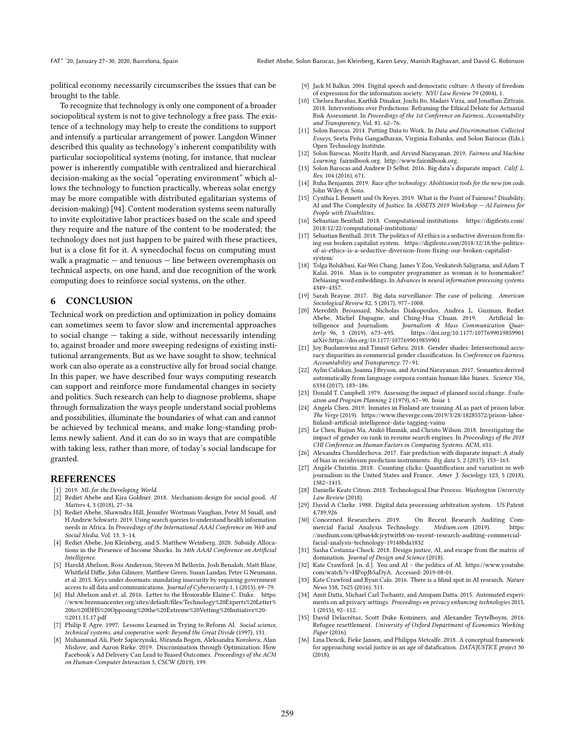political economy necessarily circumscribes the issues that can be brought to the table.

To recognize that technology is only one component of a broader sociopolitical system is not to give technology a free pass. The existence of a technology may help to create the conditions to support and intensify a particular arrangement of power. Langdon Winner described this quality as technology's inherent compatibility with particular sociopolitical systems (noting, for instance, that nuclear power is inherently compatible with centralized and hierarchical decision-making as the social "operating environment" which allows the technology to function practically, whereas solar energy may be more compatible with distributed egalitarian systems of decision-making) [94]. Content moderation systems seem naturally to invite exploitative labor practices based on the scale and speed they require and the nature of the content to be moderated; the technology does not just happen to be paired with these practices, but is a close fit for it. A synecdochal focus on computing must walk a pragmatic — and tenuous — line between overemphasis on technical aspects, on one hand, and due recognition of the work computing does to reinforce social systems, on the other.

## 6 CONCLUSION

Technical work on prediction and optimization in policy domains can sometimes seem to favor slow and incremental approaches to social change — taking a side, without necessarily intending to, against broader and more sweeping redesigns of existing institutional arrangements. But as we have sought to show, technical work can also operate as a constructive ally for broad social change. In this paper, we have described four ways computing research can support and reinforce more fundamental changes in society and politics. Such research can help to diagnose problems, shape through formalization the ways people understand social problems and possibilities, illuminate the boundaries of what can and cannot be achieved by technical means, and make long-standing problems newly salient. And it can do so in ways that are compatible with taking less, rather than more, of today's social landscape for granted.

## REFERENCES

[1] 2019. *ML for the Developing World.*
[2] Rediet Abebe and Kira Goldner. 2018. Mechanism design for social good. *AI Matters* 4, 3 (2018), 27–34.
[3] Rediet Abebe, Shawndra Hill, Jennifer Wortman Vaughan, Peter M Small, and H Andrew Schwartz. 2019. Using search queries to understand health information needs in Africa. In *Proceedings of the International AAAI Conference on Web and Social Media*, Vol. 13. 3–14.
[4] Rediet Abebe, Jon Kleinberg, and S. Matthew Weinberg. 2020. Subsidy Allocations in the Presence of Income Shocks. In *34th AAAI Conference on Artificial Intelligence.*
[5] Harold Abelson, Ross Anderson, Steven M Bellovin, Josh Benaloh, Matt Blaze, Whitfield Diffie, John Gilmore, Matthew Green, Susan Landau, Peter G Neumann, et al. 2015. Keys under doormats: mandating insecurity by requiring government access to all data and communications. *Journal of Cybersecurity* 1, 1 (2015), 69–79.
[6] Hal Abelson and et. al. 2016. Letter to the Honorable Elaine C. Duke. https://www.brennancenter.org/sites/default/files/Technology%20Experts%20Letter%20to%20DHS%20Opposing%20the%20Extreme%20Vetting%20Initiative%20-%2011.15.17.pdf
[7] Philip E Agre. 1997. Lessons Learned in Trying to Reform AI. *Social science, technical systems, and cooperative work: Beyond the Great Divide* (1997), 131.
[8] Muhammad Ali, Piotr Sapiezynski, Miranda Bogen, Aleksandra Korolova, Alan Mislove, and Aaron Rieke. 2019. Discrimination through Optimization: How Facebook's Ad Delivery Can Lead to Biased Outcomes. *Proceedings of the ACM on Human-Computer Interaction* 3, CSCW (2019), 199.
[9] Jack M Balkin. 2004. Digital speech and democratic culture: A theory of freedom of expression for the information society. *NYU Law Review* 79 (2004), 1.
[10] Chelsea Barabas, Karthik Dinakar, Joichi Ito, Madars Virza, and Jonathan Zittrain. 2018. Interventions over Predictions: Reframing the Ethical Debate for Actuarial Risk Assessment. In *Proceedings of the 1st Conference on Fairness, Accountability and Transparency*, Vol. 81. 62–76.
[11] Solon Barocas. 2014. Putting Data to Work. In *Data and Discrimination: Collected Essays*, Seeta Peña Gangadharan, Virginia Eubanks, and Solon Barocas (Eds.). Open Technology Institute.
[12] Solon Barocas, Moritz Hardt, and Arvind Narayanan. 2019. *Fairness and Machine Learning.* fairmlbook.org. http://www.fairmlbook.org.
[13] Solon Barocas and Andrew D Selbst. 2016. Big data's disparate impact. *Calif. L. Rev.* 104 (2016), 671.
[14] Ruha Benjamin. 2019. *Race after technology: Abolitionist tools for the new jim code.* John Wiley & Sons.
[15] Cynthia L Bennett and Os Keyes. 2019. What is the Point of Fairness? Disability, AI and The Complexity of Justice. In *ASSETS 2019 Workshop — AI Fairness for People with Disabilities.*
[16] Sebastian Benthall. 2018. Computational institutions. https://digifesto.com/2018/12/22/computational-institutions/
[17] Sebastian Benthall. 2018. The politics of AI ethics is a seductive diversion from fixing our broken capitalist system. https://digifesto.com/2018/12/18/the-politics-of-ai-ethics-is-a-seductive-diversion-from-fixing-our-broken-capitalist-system/
[18] Tolga Bolukbasi, Kai-Wei Chang, James Y Zou, Venkatesh Saligrama, and Adam T Kalai. 2016. Man is to computer programmer as woman is to homemaker? Debiasing word embeddings. In *Advances in neural information processing systems.* 4349–4357.
[19] Sarah Brayne. 2017. Big data surveillance: The case of policing. *American Sociological Review* 82, 5 (2017), 977–1008.
[20] Meredith Broussard, Nicholas Diakopoulos, Andrea L. Guzman, Rediet Abebe, Michel Dupagne, and Ching-Hua Chuan. 2019. Artificial Intelligence and Journalism. *Journalism & Mass Communication Quarterly* 96, 3 (2019), 673–695. https://doi.org/10.1177/1077699019859901 arXiv:https://doi.org/10.1177/1077699019859901
[21] Joy Buolamwini and Timnit Gebru. 2018. Gender shades: Intersectional accuracy disparities in commercial gender classification. In *Conference on Fairness, Accountability and Transparency.* 77–91.
[22] Aylin Caliskan, Joanna J Bryson, and Arvind Narayanan. 2017. Semantics derived automatically from language corpora contain human-like biases. *Science* 356, 6334 (2017), 183–186.
[23] Donald T. Campbell. 1979. Assessing the impact of planned social change. *Evaluation and Program Planning* 2 (1979), 67–90. Issue 1.
[24] Angela Chen. 2019. Inmates in Finland are training AI as part of prison labor. *The Verge* (2019). https://www.theverge.com/2019/3/28/18285572/prison-labor-finland-artificial-intelligence-data-tagging-vainu
[25] Le Chen, Ruijun Ma, Anikó Hannák, and Christo Wilson. 2018. Investigating the impact of gender on rank in resume search engines. In *Proceedings of the 2018 CHI Conference on Human Factors in Computing Systems.* ACM, 651.
[26] Alexandra Chouldechova. 2017. Fair prediction with disparate impact: A study of bias in recidivism prediction instruments. *Big data* 5, 2 (2017), 153–163.
[27] Angèle Christin. 2018. Counting clicks: Quantification and variation in web journalism in the United States and France. *Amer. J. Sociology* 123, 5 (2018), 1382–1415.
[28] Danielle Keats Citron. 2018. Technological Due Process. *Washington University Law Review* (2018).
[29] David A Clarke. 1988. Digital data processing arbitration system. US Patent 4,789,926.
[30] Concerned Researchers. 2019. On Recent Research Auditing Commercial Facial Analysis Technology. *Medium.com* (2019). https://medium.com/@bu64dcjrytwitb8/on-recent-research-auditing-commercial-facial-analysis-technology-19148bda1832
[31] Sasha Costanza-Chock. 2018. Design justice, AI, and escape from the matrix of domination. *Journal of Design and Science* (2018).
[32] Kate Crawford. [n. d.]. You and AI – the politics of AI. https://www.youtube.com/watch?v=HPopJb5aDyA. Accessed: 2019-08-01.
[33] Kate Crawford and Ryan Calo. 2016. There is a blind spot in AI research. *Nature News* 538, 7625 (2016), 311.
[34] Amit Datta, Michael Carl Tschantz, and Anupam Datta. 2015. Automated experiments on ad privacy settings. *Proceedings on privacy enhancing technologies* 2015, 1 (2015), 92–112.
[35] David Delacrétaz, Scott Duke Kominers, and Alexander Teytelboym. 2016. Refugee resettlement. *University of Oxford Department of Economics Working Paper* (2016).
[36] Lina Dencik, Fieke Jansen, and Philippa Metcalfe. 2018. A conceptual framework for approaching social justice in an age of datafication. *DATAJUSTICE project* 30 (2018).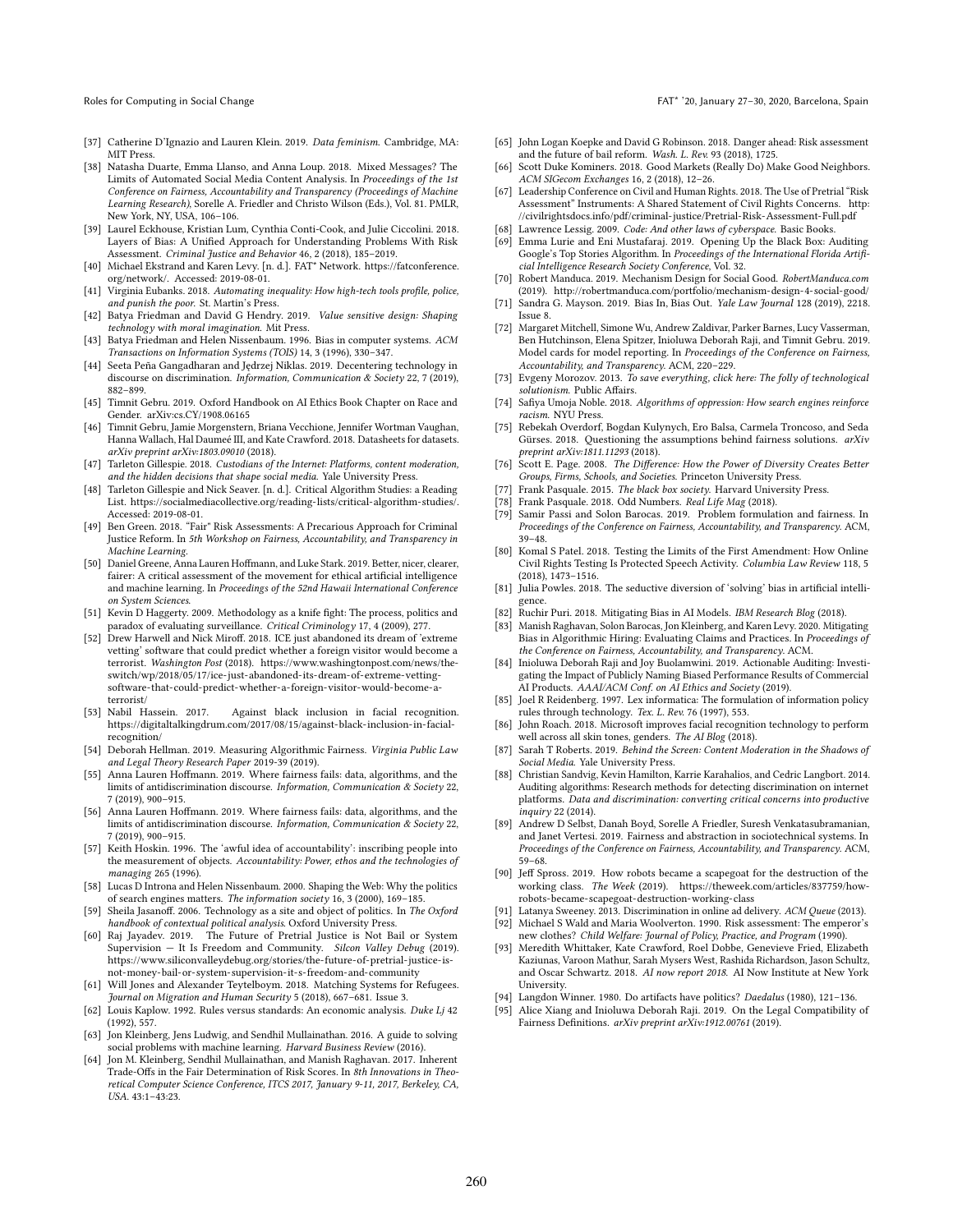- [37] Catherine D'Ignazio and Lauren Klein. 2019. *Data feminism*. Cambridge, MA: MIT Press.
- [38] Natasha Duarte, Emma Llanso, and Anna Loup. 2018. Mixed Messages? The Limits of Automated Social Media Content Analysis. In *Proceedings of the 1st Conference on Fairness, Accountability and Transparency (Proceedings of Machine Learning Research)*, Sorelle A. Friedler and Christo Wilson (Eds.), Vol. 81. PMLR, New York, NY, USA, 106–106.
- [39] Laurel Eckhouse, Kristian Lum, Cynthia Conti-Cook, and Julie Ciccolini. 2018. Layers of Bias: A Unified Approach for Understanding Problems With Risk Assessment. *Criminal Justice and Behavior* 46, 2 (2018), 185–2019.
- [40] Michael Ekstrand and Karen Levy. [n. d.]. FAT* Network. https://fatconference.org/network/. Accessed: 2019-08-01.
- [41] Virginia Eubanks. 2018. *Automating inequality: How high-tech tools profile, police, and punish the poor.* St. Martin's Press.
- [42] Batya Friedman and David G Hendry. 2019. *Value sensitive design: Shaping technology with moral imagination.* Mit Press.
- [43] Batya Friedman and Helen Nissenbaum. 1996. Bias in computer systems. *ACM Transactions on Information Systems (TOIS)* 14, 3 (1996), 330–347.
- [44] Seeta Peña Gangadharan and Jędrzej Niklas. 2019. Decentering technology in discourse on discrimination. *Information, Communication & Society* 22, 7 (2019), 882–899.
- [45] Timnit Gebru. 2019. Oxford Handbook on AI Ethics Book Chapter on Race and Gender. arXiv:cs.CY/1908.06165
- [46] Timnit Gebru, Jamie Morgenstern, Briana Vecchione, Jennifer Wortman Vaughan, Hanna Wallach, Hal Daumeé III, and Kate Crawford. 2018. Datasheets for datasets. *arXiv preprint arXiv:1803.09010* (2018).
- [47] Tarleton Gillespie. 2018. *Custodians of the Internet: Platforms, content moderation, and the hidden decisions that shape social media.* Yale University Press.
- [48] Tarleton Gillespie and Nick Seaver. [n. d.]. Critical Algorithm Studies: a Reading List. https://socialmediacollective.org/reading-lists/critical-algorithm-studies/. Accessed: 2019-08-01.
- [49] Ben Green. 2018. "Fair" Risk Assessments: A Precarious Approach for Criminal Justice Reform. In *5th Workshop on Fairness, Accountability, and Transparency in Machine Learning.*
- [50] Daniel Greene, Anna Lauren Hoffmann, and Luke Stark. 2019. Better, nicer, clearer, fairer: A critical assessment of the movement for ethical artificial intelligence and machine learning. In *Proceedings of the 52nd Hawaii International Conference on System Sciences.*
- [51] Kevin D Haggerty. 2009. Methodology as a knife fight: The process, politics and paradox of evaluating surveillance. *Critical Criminology* 17, 4 (2009), 277.
- [52] Drew Harwell and Nick Miroff. 2018. ICE just abandoned its dream of 'extreme vetting' software that could predict whether a foreign visitor would become a terrorist. *Washington Post* (2018). https://www.washingtonpost.com/news/the-switch/wp/2018/05/17/ice-just-abandoned-its-dream-of-extreme-vetting-software-that-could-predict-whether-a-foreign-visitor-would-become-a-terrorist/
- [53] Nabil Hassein. 2017. Against black inclusion in facial recognition. https://digitaltalkingdrum.com/2017/08/15/against-black-inclusion-in-facial-recognition/
- [54] Deborah Hellman. 2019. Measuring Algorithmic Fairness. *Virginia Public Law and Legal Theory Research Paper* 2019-39 (2019).
- [55] Anna Lauren Hoffmann. 2019. Where fairness fails: data, algorithms, and the limits of antidiscrimination discourse. *Information, Communication & Society* 22, 7 (2019), 900–915.
- [56] Anna Lauren Hoffmann. 2019. Where fairness fails: data, algorithms, and the limits of antidiscrimination discourse. *Information, Communication & Society* 22, 7 (2019), 900–915.
- [57] Keith Hoskin. 1996. The 'awful idea of accountability': inscribing people into the measurement of objects. *Accountability: Power, ethos and the technologies of managing* 265 (1996).
- [58] Lucas D Introna and Helen Nissenbaum. 2000. Shaping the Web: Why the politics of search engines matters. *The information society* 16, 3 (2000), 169–185.
- [59] Sheila Jasanoff. 2006. Technology as a site and object of politics. In *The Oxford handbook of contextual political analysis.* Oxford University Press.
- [60] Raj Jayadev. 2019. The Future of Pretrial Justice is Not Bail or System Supervision — It Is Freedom and Community. *Silcon Valley Debug* (2019). https://www.siliconvalleydebug.org/stories/the-future-of-pretrial-justice-is-not-money-bail-or-system-supervision-it-s-freedom-and-community
- [61] Will Jones and Alexander Teytelboym. 2018. Matching Systems for Refugees. *Journal on Migration and Human Security* 5 (2018), 667–681. Issue 3.
- [62] Louis Kaplow. 1992. Rules versus standards: An economic analysis. *Duke Lj* 42 (1992), 557.
- [63] Jon Kleinberg, Jens Ludwig, and Sendhil Mullainathan. 2016. A guide to solving social problems with machine learning. *Harvard Business Review* (2016).
- [64] Jon M. Kleinberg, Sendhil Mullainathan, and Manish Raghavan. 2017. Inherent Trade-Offs in the Fair Determination of Risk Scores. In *8th Innovations in Theoretical Computer Science Conference, ITCS 2017, January 9-11, 2017, Berkeley, CA, USA.* 43:1–43:23.
- [65] John Logan Koepke and David G Robinson. 2018. Danger ahead: Risk assessment and the future of bail reform. *Wash. L. Rev.* 93 (2018), 1725.
- [66] Scott Duke Kominers. 2018. Good Markets (Really Do) Make Good Neighbors. *ACM SIGecom Exchanges* 16, 2 (2018), 12–26.
- [67] Leadership Conference on Civil and Human Rights. 2018. The Use of Pretrial "Risk Assessment" Instruments: A Shared Statement of Civil Rights Concerns. http://civilrightsdocs.info/pdf/criminal-justice/Pretrial-Risk-Assessment-Full.pdf
- [68] Lawrence Lessig. 2009. *Code: And other laws of cyberspace.* Basic Books.
- [69] Emma Lurie and Eni Mustafaraj. 2019. Opening Up the Black Box: Auditing Google's Top Stories Algorithm. In *Proceedings of the International Florida Artificial Intelligence Research Society Conference*, Vol. 32.
- [70] Robert Manduca. 2019. Mechanism Design for Social Good. *RobertManduca.com* (2019). http://robertmanduca.com/portfolio/mechanism-design-4-social-good/
- [71] Sandra G. Mayson. 2019. Bias In, Bias Out. *Yale Law Journal* 128 (2019), 2218. Issue 8.
- [72] Margaret Mitchell, Simone Wu, Andrew Zaldivar, Parker Barnes, Lucy Vasserman, Ben Hutchinson, Elena Spitzer, Inioluwa Deborah Raji, and Timnit Gebru. 2019. Model cards for model reporting. In *Proceedings of the Conference on Fairness, Accountability, and Transparency.* ACM, 220–229.
- [73] Evgeny Morozov. 2013. *To save everything, click here: The folly of technological solutionism.* Public Affairs.
- [74] Safiya Umoja Noble. 2018. *Algorithms of oppression: How search engines reinforce racism.* NYU Press.
- [75] Rebekah Overdorf, Bogdan Kulynych, Ero Balsa, Carmela Troncoso, and Seda Gürses. 2018. Questioning the assumptions behind fairness solutions. *arXiv preprint arXiv:1811.11293* (2018).
- [76] Scott E. Page. 2008. *The Difference: How the Power of Diversity Creates Better Groups, Firms, Schools, and Societies.* Princeton University Press.
- [77] Frank Pasquale. 2015. *The black box society.* Harvard University Press.
- [78] Frank Pasquale. 2018. Odd Numbers. *Real Life Mag* (2018).
- [79] Samir Passi and Solon Barocas. 2019. Problem formulation and fairness. In *Proceedings of the Conference on Fairness, Accountability, and Transparency.* ACM, 39–48.
- [80] Komal S Patel. 2018. Testing the Limits of the First Amendment: How Online Civil Rights Testing Is Protected Speech Activity. *Columbia Law Review* 118, 5 (2018), 1473–1516.
- [81] Julia Powles. 2018. The seductive diversion of 'solving' bias in artificial intelligence.
- [82] Ruchir Puri. 2018. Mitigating Bias in AI Models. *IBM Research Blog* (2018).
- [83] Manish Raghavan, Solon Barocas, Jon Kleinberg, and Karen Levy. 2020. Mitigating Bias in Algorithmic Hiring: Evaluating Claims and Practices. In *Proceedings of the Conference on Fairness, Accountability, and Transparency.* ACM.
- [84] Inioluwa Deborah Raji and Joy Buolamwini. 2019. Actionable Auditing: Investigating the Impact of Publicly Naming Biased Performance Results of Commercial AI Products. *AAAI/ACM Conf. on AI Ethics and Society* (2019).
- [85] Joel R Reidenberg. 1997. Lex informatica: The formulation of information policy rules through technology. *Tex. L. Rev.* 76 (1997), 553.
- [86] John Roach. 2018. Microsoft improves facial recognition technology to perform well across all skin tones, genders. *The AI Blog* (2018).
- [87] Sarah T Roberts. 2019. *Behind the Screen: Content Moderation in the Shadows of Social Media.* Yale University Press.
- [88] Christian Sandvig, Kevin Hamilton, Karrie Karahalios, and Cedric Langbort. 2014. Auditing algorithms: Research methods for detecting discrimination on internet platforms. *Data and discrimination: converting critical concerns into productive inquiry* 22 (2014).
- [89] Andrew D Selbst, Danah Boyd, Sorelle A Friedler, Suresh Venkatasubramanian, and Janet Vertesi. 2019. Fairness and abstraction in sociotechnical systems. In *Proceedings of the Conference on Fairness, Accountability, and Transparency.* ACM, 59–68.
- [90] Jeff Spross. 2019. How robots became a scapegoat for the destruction of the working class. *The Week* (2019). https://theweek.com/articles/837759/how-robots-became-scapegoat-destruction-working-class
- [91] Latanya Sweeney. 2013. Discrimination in online ad delivery. *ACM Queue* (2013).
- [92] Michael S Wald and Maria Woolverton. 1990. Risk assessment: The emperor's new clothes? *Child Welfare: Journal of Policy, Practice, and Program* (1990).
- [93] Meredith Whittaker, Kate Crawford, Roel Dobbe, Genevieve Fried, Elizabeth Kaziunas, Varoon Mathur, Sarah Mysers West, Rashida Richardson, Jason Schultz, and Oscar Schwartz. 2018. *AI now report 2018.* AI Now Institute at New York University.
- [94] Langdon Winner. 1980. Do artifacts have politics? *Daedalus* (1980), 121–136.
- [95] Alice Xiang and Inioluwa Deborah Raji. 2019. On the Legal Compatibility of Fairness Definitions. *arXiv preprint arXiv:1912.00761* (2019).